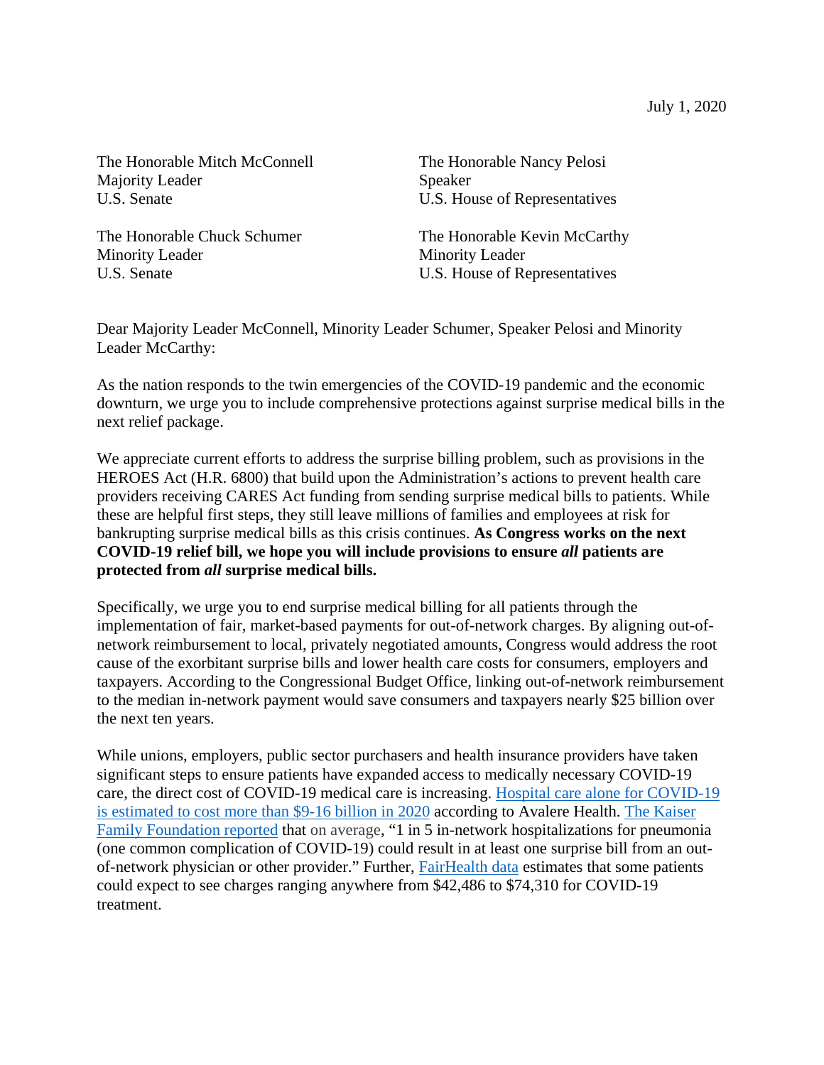July 1, 2020

The Honorable Mitch McConnell
Majority Leader
U.S. Senate

The Honorable Nancy Pelosi
Speaker
U.S. House of Representatives

The Honorable Chuck Schumer
Minority Leader
U.S. Senate

The Honorable Kevin McCarthy
Minority Leader
U.S. House of Representatives

Dear Majority Leader McConnell, Minority Leader Schumer, Speaker Pelosi and Minority Leader McCarthy:

As the nation responds to the twin emergencies of the COVID-19 pandemic and the economic downturn, we urge you to include comprehensive protections against surprise medical bills in the next relief package.

We appreciate current efforts to address the surprise billing problem, such as provisions in the HEROES Act (H.R. 6800) that build upon the Administration's actions to prevent health care providers receiving CARES Act funding from sending surprise medical bills to patients. While these are helpful first steps, they still leave millions of families and employees at risk for bankrupting surprise medical bills as this crisis continues. **As Congress works on the next COVID-19 relief bill, we hope you will include provisions to ensure *all* patients are protected from *all* surprise medical bills.**

Specifically, we urge you to end surprise medical billing for all patients through the implementation of fair, market-based payments for out-of-network charges. By aligning out-of-network reimbursement to local, privately negotiated amounts, Congress would address the root cause of the exorbitant surprise bills and lower health care costs for consumers, employers and taxpayers. According to the Congressional Budget Office, linking out-of-network reimbursement to the median in-network payment would save consumers and taxpayers nearly $25 billion over the next ten years.

While unions, employers, public sector purchasers and health insurance providers have taken significant steps to ensure patients have expanded access to medically necessary COVID-19 care, the direct cost of COVID-19 medical care is increasing. Hospital care alone for COVID-19 is estimated to cost more than $9-16 billion in 2020 according to Avalere Health. The Kaiser Family Foundation reported that on average, "1 in 5 in-network hospitalizations for pneumonia (one common complication of COVID-19) could result in at least one surprise bill from an out-of-network physician or other provider." Further, FairHealth data estimates that some patients could expect to see charges ranging anywhere from $42,486 to $74,310 for COVID-19 treatment.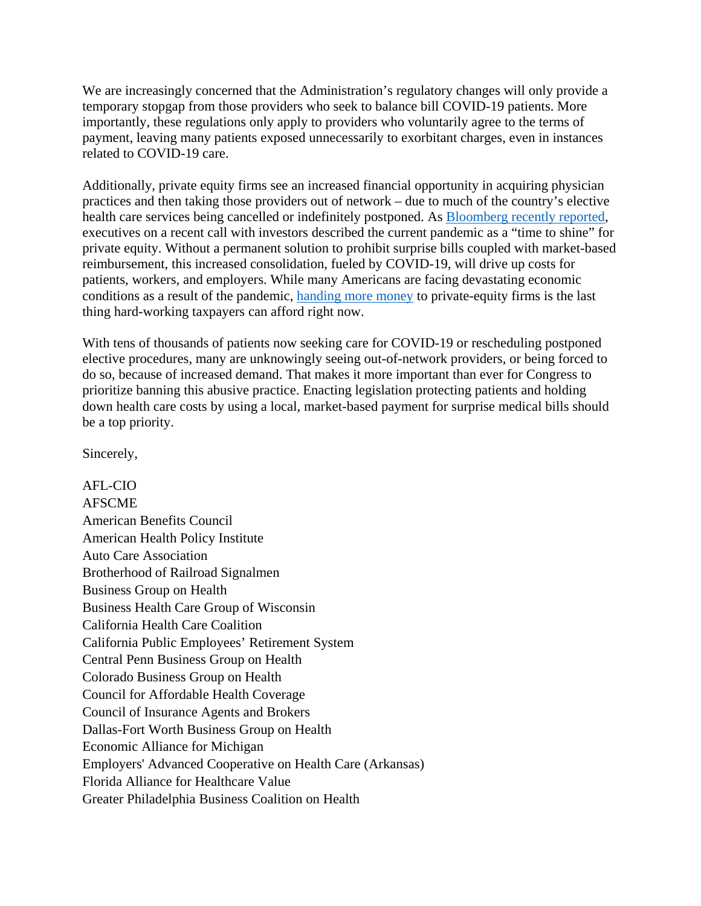We are increasingly concerned that the Administration's regulatory changes will only provide a temporary stopgap from those providers who seek to balance bill COVID-19 patients. More importantly, these regulations only apply to providers who voluntarily agree to the terms of payment, leaving many patients exposed unnecessarily to exorbitant charges, even in instances related to COVID-19 care.

Additionally, private equity firms see an increased financial opportunity in acquiring physician practices and then taking those providers out of network – due to much of the country's elective health care services being cancelled or indefinitely postponed. As Bloomberg recently reported, executives on a recent call with investors described the current pandemic as a "time to shine" for private equity. Without a permanent solution to prohibit surprise bills coupled with market-based reimbursement, this increased consolidation, fueled by COVID-19, will drive up costs for patients, workers, and employers. While many Americans are facing devastating economic conditions as a result of the pandemic, handing more money to private-equity firms is the last thing hard-working taxpayers can afford right now.

With tens of thousands of patients now seeking care for COVID-19 or rescheduling postponed elective procedures, many are unknowingly seeing out-of-network providers, or being forced to do so, because of increased demand. That makes it more important than ever for Congress to prioritize banning this abusive practice. Enacting legislation protecting patients and holding down health care costs by using a local, market-based payment for surprise medical bills should be a top priority.

Sincerely,

AFL-CIO
AFSCME
American Benefits Council
American Health Policy Institute
Auto Care Association
Brotherhood of Railroad Signalmen
Business Group on Health
Business Health Care Group of Wisconsin
California Health Care Coalition
California Public Employees' Retirement System
Central Penn Business Group on Health
Colorado Business Group on Health
Council for Affordable Health Coverage
Council of Insurance Agents and Brokers
Dallas-Fort Worth Business Group on Health
Economic Alliance for Michigan
Employers' Advanced Cooperative on Health Care (Arkansas)
Florida Alliance for Healthcare Value
Greater Philadelphia Business Coalition on Health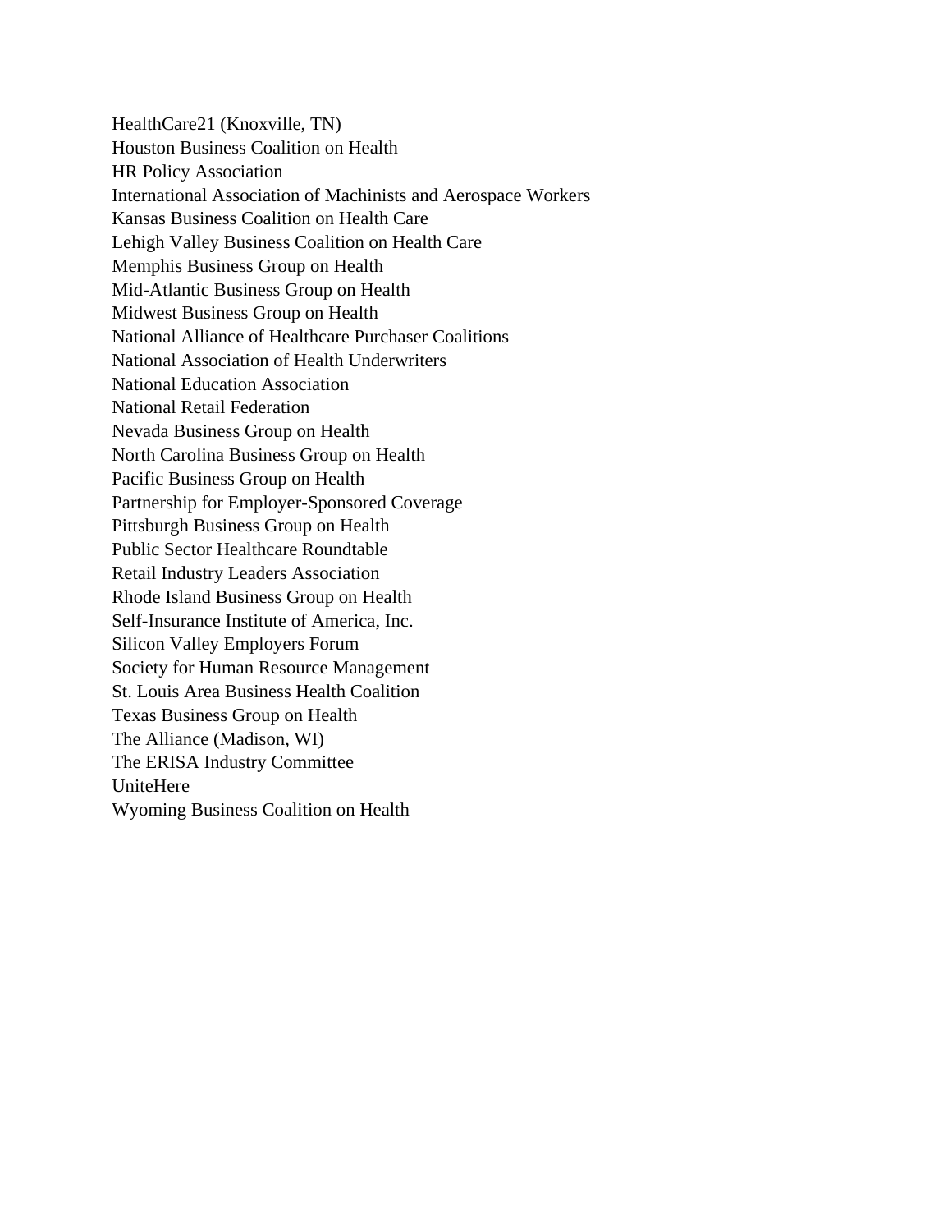HealthCare21 (Knoxville, TN)
Houston Business Coalition on Health
HR Policy Association
International Association of Machinists and Aerospace Workers
Kansas Business Coalition on Health Care
Lehigh Valley Business Coalition on Health Care
Memphis Business Group on Health
Mid-Atlantic Business Group on Health
Midwest Business Group on Health
National Alliance of Healthcare Purchaser Coalitions
National Association of Health Underwriters
National Education Association
National Retail Federation
Nevada Business Group on Health
North Carolina Business Group on Health
Pacific Business Group on Health
Partnership for Employer-Sponsored Coverage
Pittsburgh Business Group on Health
Public Sector Healthcare Roundtable
Retail Industry Leaders Association
Rhode Island Business Group on Health
Self-Insurance Institute of America, Inc.
Silicon Valley Employers Forum
Society for Human Resource Management
St. Louis Area Business Health Coalition
Texas Business Group on Health
The Alliance (Madison, WI)
The ERISA Industry Committee
UniteHere
Wyoming Business Coalition on Health